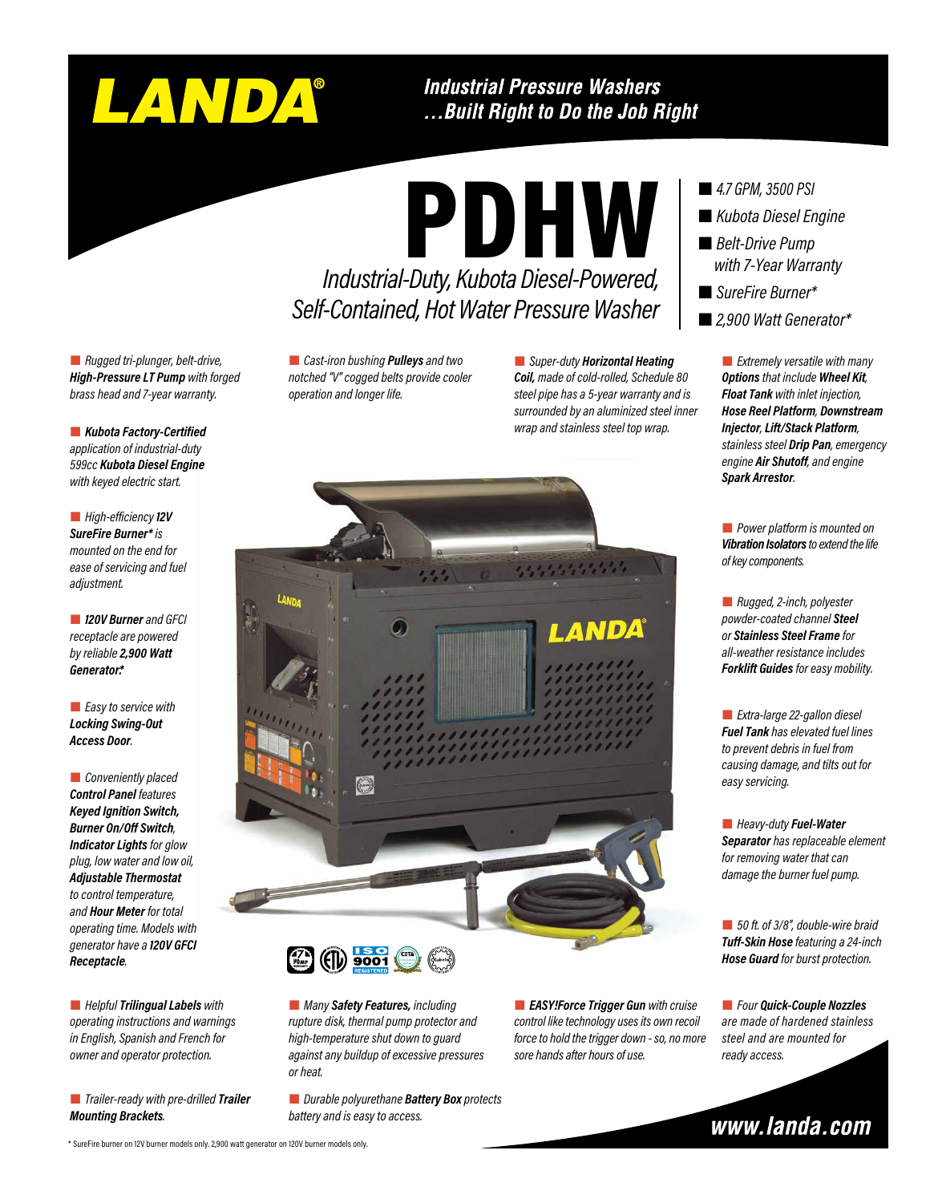# LANDA®

**Industrial Pressure Washers ...Built Right to Do the Job Right**

# PDHW

## Industrial-Duty, Kubota Diesel-Powered, Self-Contained, Hot Water Pressure Washer

- *4.7 GPM, 3500 PSI*
- *Kubota Diesel Engine*
- *Belt-Drive Pump with 7-Year Warranty*
- *SureFire Burner**
- *2,900 Watt Generator**

- *Rugged tri-plunger, belt-drive, **High-Pressure LT Pump** with forged brass head and 7-year warranty.*
- ***Kubota Factory-Certified** application of industrial-duty 599cc **Kubota Diesel Engine** with keyed electric start.*
- *High-efficiency **12V SureFire Burner*** is mounted on the end for ease of servicing and fuel adjustment.*
- ***120V Burner** and GFCI receptacle are powered by reliable **2,900 Watt Generator**.**
- *Easy to service with **Locking Swing-Out Access Door**.*
- *Conveniently placed **Control Panel** features **Keyed Ignition Switch, Burner On/Off Switch, Indicator Lights** for glow plug, low water and low oil, **Adjustable Thermostat** to control temperature, and **Hour Meter** for total operating time. Models with generator have a **120V GFCI Receptacle**.*
- *Helpful **Trilingual Labels** with operating instructions and warnings in English, Spanish and French for owner and operator protection.*
- *Trailer-ready with pre-drilled **Trailer Mounting Brackets**.*
- *Cast-iron bushing **Pulleys** and two notched "V" cogged belts provide cooler operation and longer life.*
- *Super-duty **Horizontal Heating Coil**, made of cold-rolled, Schedule 80 steel pipe has a 5-year warranty and is surrounded by an aluminized steel inner wrap and stainless steel top wrap.*
- *Extremely versatile with many **Options** that include **Wheel Kit**, **Float Tank** with inlet injection, **Hose Reel Platform**, **Downstream Injector**, **Lift/Stack Platform**, stainless steel **Drip Pan**, emergency engine **Air Shutoff**, and engine **Spark Arrestor**.*
- *Power platform is mounted on **Vibration Isolators** to extend the life of key components.*
- *Rugged, 2-inch, polyester powder-coated channel **Steel** or **Stainless Steel Frame** for all-weather resistance includes **Forklift Guides** for easy mobility.*
- *Extra-large 22-gallon diesel **Fuel Tank** has elevated fuel lines to prevent debris in fuel from causing damage, and tilts out for easy servicing.*
- *Heavy-duty **Fuel-Water Separator** has replaceable element for removing water that can damage the burner fuel pump.*
- *50 ft. of 3/8", double-wire braid **Tuff-Skin Hose** featuring a 24-inch **Hose Guard** for burst protection.*
- *Many **Safety Features,** including rupture disk, thermal pump protector and high-temperature shut down to guard against any buildup of excessive pressures or heat.*
- *Durable polyurethane **Battery Box** protects battery and is easy to access.*
- ***EASY!Force Trigger Gun** with cruise control like technology uses its own recoil force to hold the trigger down - so, no more sore hands after hours of use.*
- *Four **Quick-Couple Nozzles** are made of hardened stainless steel and are mounted for ready access.*

**www.landa.com**

\* SureFire burner on 12V burner models only. 2,900 watt generator on 120V burner models only.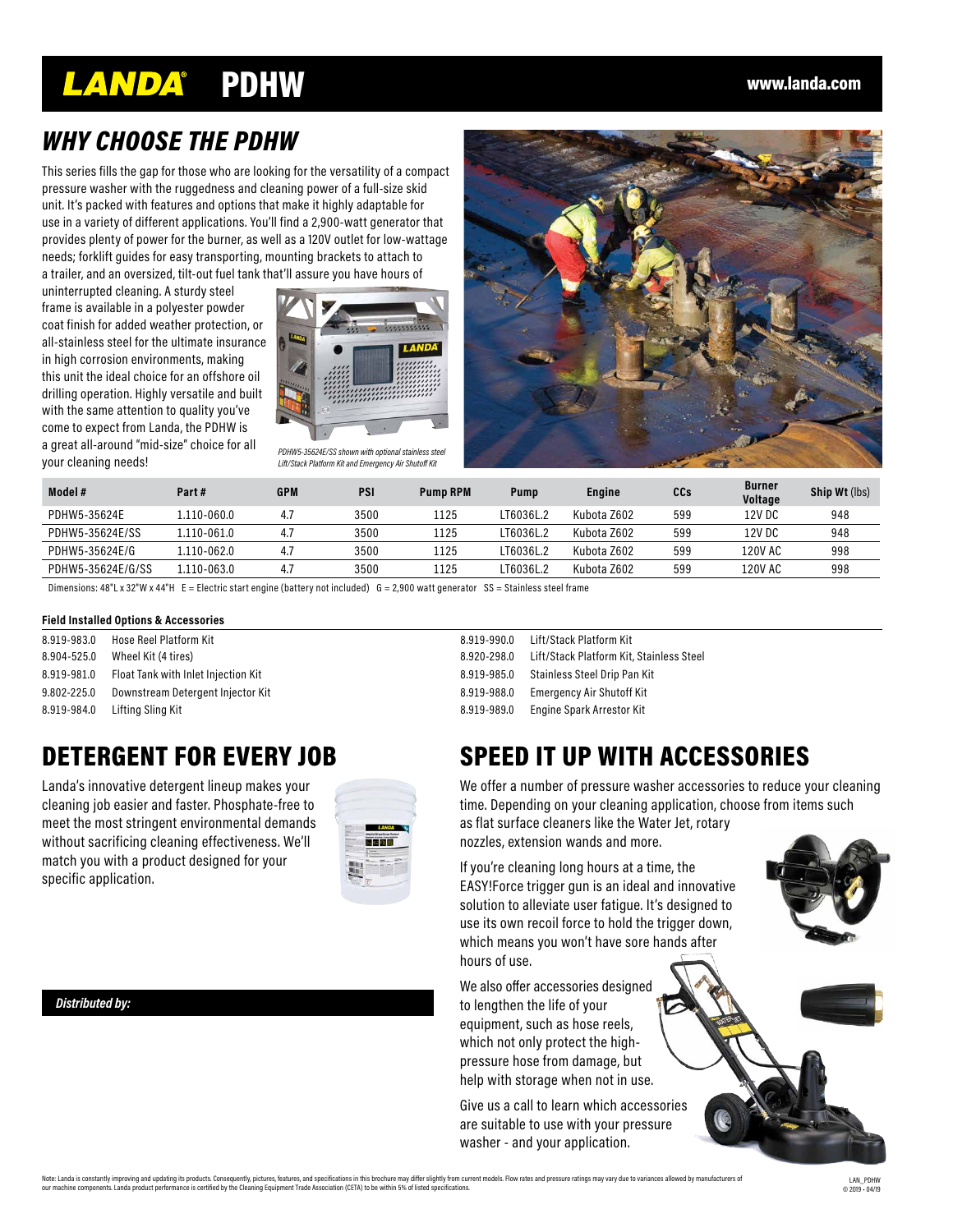# LANDA® PDHW

www.landa.com

## WHY CHOOSE THE PDHW

This series fills the gap for those who are looking for the versatility of a compact pressure washer with the ruggedness and cleaning power of a full-size skid unit. It's packed with features and options that make it highly adaptable for use in a variety of different applications. You'll find a 2,900-watt generator that provides plenty of power for the burner, as well as a 120V outlet for low-wattage needs; forklift guides for easy transporting, mounting brackets to attach to a trailer, and an oversized, tilt-out fuel tank that'll assure you have hours of uninterrupted cleaning. A sturdy steel frame is available in a polyester powder coat finish for added weather protection, or all-stainless steel for the ultimate insurance in high corrosion environments, making this unit the ideal choice for an offshore oil drilling operation. Highly versatile and built with the same attention to quality you've come to expect from Landa, the PDHW is a great all-around "mid-size" choice for all your cleaning needs!

*PDHW5-35624E/SS shown with optional stainless steel Lift/Stack Platform Kit and Emergency Air Shutoff Kit*

| Model # | Part # | GPM | PSI | Pump RPM | Pump | Engine | CCs | Burner Voltage | Ship Wt (lbs) |
|---|---|---|---|---|---|---|---|---|---|
| PDHW5-35624E | 1.110-060.0 | 4.7 | 3500 | 1125 | LT6036L.2 | Kubota Z602 | 599 | 12V DC | 948 |
| PDHW5-35624E/SS | 1.110-061.0 | 4.7 | 3500 | 1125 | LT6036L.2 | Kubota Z602 | 599 | 12V DC | 948 |
| PDHW5-35624E/G | 1.110-062.0 | 4.7 | 3500 | 1125 | LT6036L.2 | Kubota Z602 | 599 | 120V AC | 998 |
| PDHW5-35624E/G/SS | 1.110-063.0 | 4.7 | 3500 | 1125 | LT6036L.2 | Kubota Z602 | 599 | 120V AC | 998 |

Dimensions: 48"L x 32"W x 44"H E = Electric start engine (battery not included) G = 2,900 watt generator SS = Stainless steel frame

**Field Installed Options & Accessories**

- 8.919-983.0 Hose Reel Platform Kit
- 8.904-525.0 Wheel Kit (4 tires)
- 8.919-981.0 Float Tank with Inlet Injection Kit
- 9.802-225.0 Downstream Detergent Injector Kit
- 8.919-984.0 Lifting Sling Kit
- 8.919-990.0 Lift/Stack Platform Kit
- 8.920-298.0 Lift/Stack Platform Kit, Stainless Steel
- 8.919-985.0 Stainless Steel Drip Pan Kit
- 8.919-988.0 Emergency Air Shutoff Kit
- 8.919-989.0 Engine Spark Arrestor Kit

## DETERGENT FOR EVERY JOB

Landa's innovative detergent lineup makes your cleaning job easier and faster. Phosphate-free to meet the most stringent environmental demands without sacrificing cleaning effectiveness. We'll match you with a product designed for your specific application.

***Distributed by:***

## SPEED IT UP WITH ACCESSORIES

We offer a number of pressure washer accessories to reduce your cleaning time. Depending on your cleaning application, choose from items such as flat surface cleaners like the Water Jet, rotary nozzles, extension wands and more.

If you're cleaning long hours at a time, the EASY!Force trigger gun is an ideal and innovative solution to alleviate user fatigue. It's designed to use its own recoil force to hold the trigger down, which means you won't have sore hands after hours of use.

We also offer accessories designed to lengthen the life of your equipment, such as hose reels, which not only protect the high-pressure hose from damage, but help with storage when not in use.

Give us a call to learn which accessories are suitable to use with your pressure washer - and your application.

Note: Landa is constantly improving and updating its products. Consequently, pictures, features, and specifications in this brochure may differ slightly from current models. Flow rates and pressure ratings may vary due to variances allowed by manufacturers of our machine components. Landa product performance is certified by the Cleaning Equipment Trade Association (CETA) to be within 5% of listed specifications.

LAN_PDHW
© 2019 • 04/19